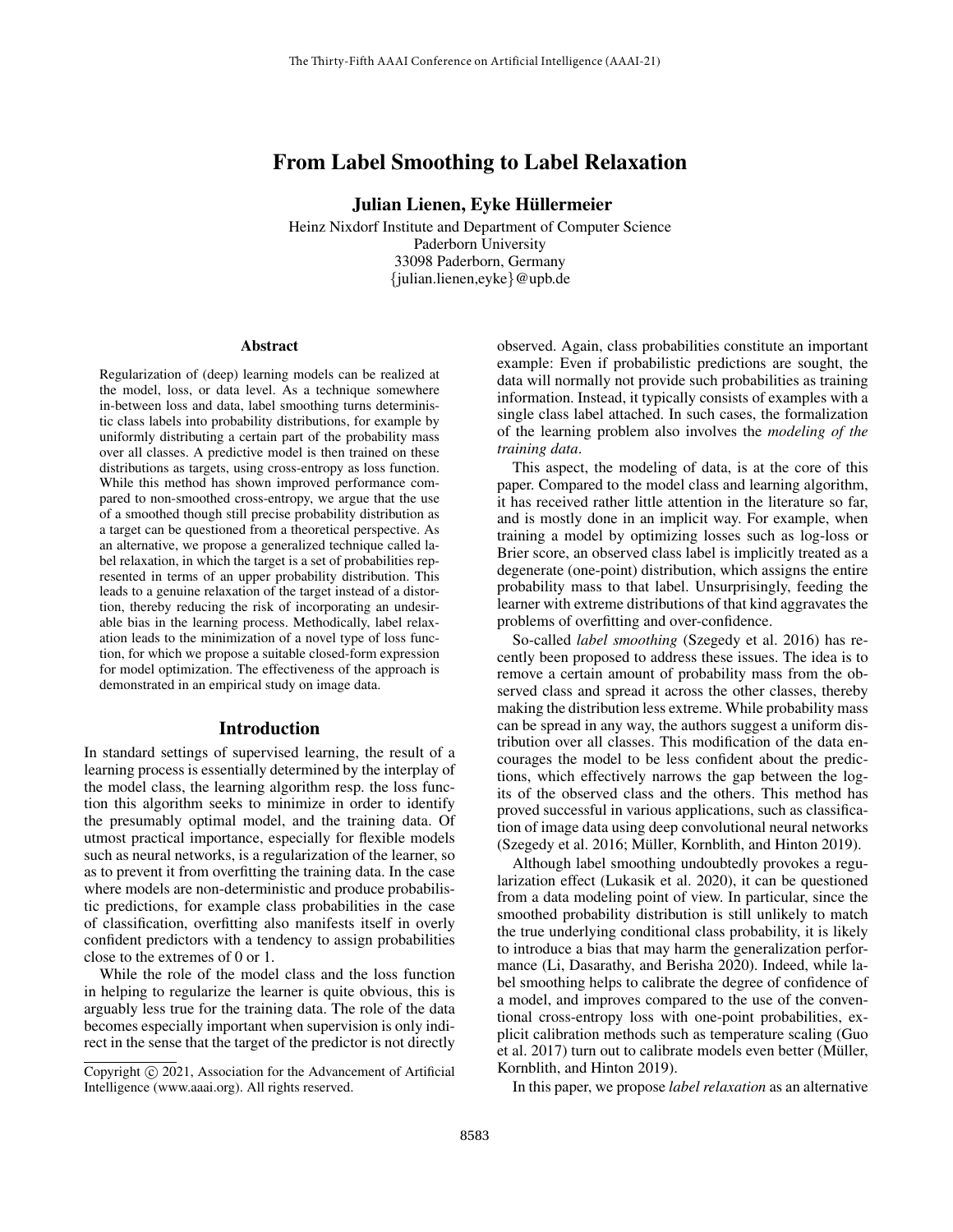# From Label Smoothing to Label Relaxation

**Julian Lienen, Eyke Hüllermeier**

Heinz Nixdorf Institute and Department of Computer Science
Paderborn University
33098 Paderborn, Germany
{julian.lienen,eyke}@upb.de

## Abstract

Regularization of (deep) learning models can be realized at the model, loss, or data level. As a technique somewhere in-between loss and data, label smoothing turns deterministic class labels into probability distributions, for example by uniformly distributing a certain part of the probability mass over all classes. A predictive model is then trained on these distributions as targets, using cross-entropy as loss function. While this method has shown improved performance compared to non-smoothed cross-entropy, we argue that the use of a smoothed though still precise probability distribution as a target can be questioned from a theoretical perspective. As an alternative, we propose a generalized technique called label relaxation, in which the target is a set of probabilities represented in terms of an upper probability distribution. This leads to a genuine relaxation of the target instead of a distortion, thereby reducing the risk of incorporating an undesirable bias in the learning process. Methodically, label relaxation leads to the minimization of a novel type of loss function, for which we propose a suitable closed-form expression for model optimization. The effectiveness of the approach is demonstrated in an empirical study on image data.

## Introduction

In standard settings of supervised learning, the result of a learning process is essentially determined by the interplay of the model class, the learning algorithm resp. the loss function this algorithm seeks to minimize in order to identify the presumably optimal model, and the training data. Of utmost practical importance, especially for flexible models such as neural networks, is a regularization of the learner, so as to prevent it from overfitting the training data. In the case where models are non-deterministic and produce probabilistic predictions, for example class probabilities in the case of classification, overfitting also manifests itself in overly confident predictors with a tendency to assign probabilities close to the extremes of 0 or 1.

While the role of the model class and the loss function in helping to regularize the learner is quite obvious, this is arguably less true for the training data. The role of the data becomes especially important when supervision is only indirect in the sense that the target of the predictor is not directly observed. Again, class probabilities constitute an important example: Even if probabilistic predictions are sought, the data will normally not provide such probabilities as training information. Instead, it typically consists of examples with a single class label attached. In such cases, the formalization of the learning problem also involves the *modeling of the training data*.

This aspect, the modeling of data, is at the core of this paper. Compared to the model class and learning algorithm, it has received rather little attention in the literature so far, and is mostly done in an implicit way. For example, when training a model by optimizing losses such as log-loss or Brier score, an observed class label is implicitly treated as a degenerate (one-point) distribution, which assigns the entire probability mass to that label. Unsurprisingly, feeding the learner with extreme distributions of that kind aggravates the problems of overfitting and over-confidence.

So-called *label smoothing* (Szegedy et al. 2016) has recently been proposed to address these issues. The idea is to remove a certain amount of probability mass from the observed class and spread it across the other classes, thereby making the distribution less extreme. While probability mass can be spread in any way, the authors suggest a uniform distribution over all classes. This modification of the data encourages the model to be less confident about the predictions, which effectively narrows the gap between the logits of the observed class and the others. This method has proved successful in various applications, such as classification of image data using deep convolutional neural networks (Szegedy et al. 2016; Müller, Kornblith, and Hinton 2019).

Although label smoothing undoubtedly provokes a regularization effect (Lukasik et al. 2020), it can be questioned from a data modeling point of view. In particular, since the smoothed probability distribution is still unlikely to match the true underlying conditional class probability, it is likely to introduce a bias that may harm the generalization performance (Li, Dasarathy, and Berisha 2020). Indeed, while label smoothing helps to calibrate the degree of confidence of a model, and improves compared to the use of the conventional cross-entropy loss with one-point probabilities, explicit calibration methods such as temperature scaling (Guo et al. 2017) turn out to calibrate models even better (Müller, Kornblith, and Hinton 2019).

In this paper, we propose *label relaxation* as an alternative

Copyright © 2021, Association for the Advancement of Artificial Intelligence (www.aaai.org). All rights reserved.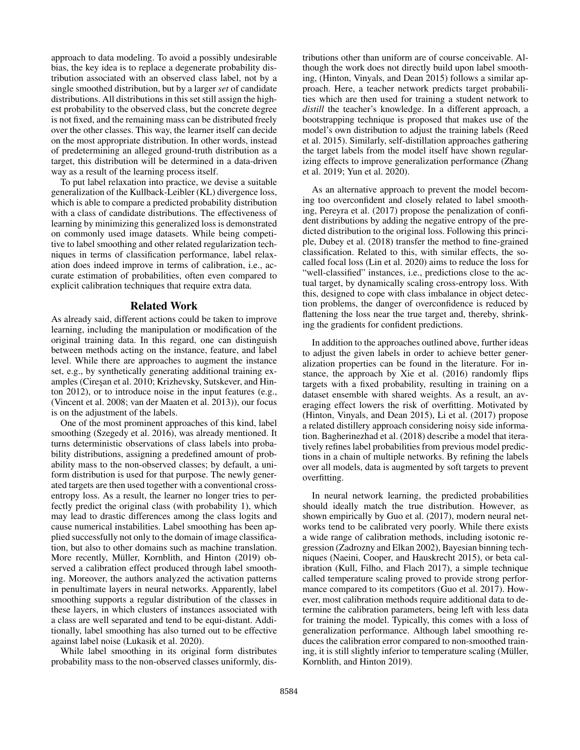approach to data modeling. To avoid a possibly undesirable bias, the key idea is to replace a degenerate probability distribution associated with an observed class label, not by a single smoothed distribution, but by a larger *set* of candidate distributions. All distributions in this set still assign the highest probability to the observed class, but the concrete degree is not fixed, and the remaining mass can be distributed freely over the other classes. This way, the learner itself can decide on the most appropriate distribution. In other words, instead of predetermining an alleged ground-truth distribution as a target, this distribution will be determined in a data-driven way as a result of the learning process itself.

To put label relaxation into practice, we devise a suitable generalization of the Kullback-Leibler (KL) divergence loss, which is able to compare a predicted probability distribution with a class of candidate distributions. The effectiveness of learning by minimizing this generalized loss is demonstrated on commonly used image datasets. While being competitive to label smoothing and other related regularization techniques in terms of classification performance, label relaxation does indeed improve in terms of calibration, i.e., accurate estimation of probabilities, often even compared to explicit calibration techniques that require extra data.

## Related Work

As already said, different actions could be taken to improve learning, including the manipulation or modification of the original training data. In this regard, one can distinguish between methods acting on the instance, feature, and label level. While there are approaches to augment the instance set, e.g., by synthetically generating additional training examples (Cireşan et al. 2010; Krizhevsky, Sutskever, and Hinton 2012), or to introduce noise in the input features (e.g., (Vincent et al. 2008; van der Maaten et al. 2013)), our focus is on the adjustment of the labels.

One of the most prominent approaches of this kind, label smoothing (Szegedy et al. 2016), was already mentioned. It turns deterministic observations of class labels into probability distributions, assigning a predefined amount of probability mass to the non-observed classes; by default, a uniform distribution is used for that purpose. The newly generated targets are then used together with a conventional cross-entropy loss. As a result, the learner no longer tries to perfectly predict the original class (with probability 1), which may lead to drastic differences among the class logits and cause numerical instabilities. Label smoothing has been applied successfully not only to the domain of image classification, but also to other domains such as machine translation. More recently, Müller, Kornblith, and Hinton (2019) observed a calibration effect produced through label smoothing. Moreover, the authors analyzed the activation patterns in penultimate layers in neural networks. Apparently, label smoothing supports a regular distribution of the classes in these layers, in which clusters of instances associated with a class are well separated and tend to be equi-distant. Additionally, label smoothing has also turned out to be effective against label noise (Lukasik et al. 2020).

While label smoothing in its original form distributes probability mass to the non-observed classes uniformly, distributions other than uniform are of course conceivable. Although the work does not directly build upon label smoothing, (Hinton, Vinyals, and Dean 2015) follows a similar approach. Here, a teacher network predicts target probabilities which are then used for training a student network to *distill* the teacher's knowledge. In a different approach, a bootstrapping technique is proposed that makes use of the model's own distribution to adjust the training labels (Reed et al. 2015). Similarly, self-distillation approaches gathering the target labels from the model itself have shown regularizing effects to improve generalization performance (Zhang et al. 2019; Yun et al. 2020).

As an alternative approach to prevent the model becoming too overconfident and closely related to label smoothing, Pereyra et al. (2017) propose the penalization of confident distributions by adding the negative entropy of the predicted distribution to the original loss. Following this principle, Dubey et al. (2018) transfer the method to fine-grained classification. Related to this, with similar effects, the so-called focal loss (Lin et al. 2020) aims to reduce the loss for "well-classified" instances, i.e., predictions close to the actual target, by dynamically scaling cross-entropy loss. With this, designed to cope with class imbalance in object detection problems, the danger of overconfidence is reduced by flattening the loss near the true target and, thereby, shrinking the gradients for confident predictions.

In addition to the approaches outlined above, further ideas to adjust the given labels in order to achieve better generalization properties can be found in the literature. For instance, the approach by Xie et al. (2016) randomly flips targets with a fixed probability, resulting in training on a dataset ensemble with shared weights. As a result, an averaging effect lowers the risk of overfitting. Motivated by (Hinton, Vinyals, and Dean 2015), Li et al. (2017) propose a related distillery approach considering noisy side information. Bagherinezhad et al. (2018) describe a model that iteratively refines label probabilities from previous model predictions in a chain of multiple networks. By refining the labels over all models, data is augmented by soft targets to prevent overfitting.

In neural network learning, the predicted probabilities should ideally match the true distribution. However, as shown empirically by Guo et al. (2017), modern neural networks tend to be calibrated very poorly. While there exists a wide range of calibration methods, including isotonic regression (Zadrozny and Elkan 2002), Bayesian binning techniques (Naeini, Cooper, and Hauskrecht 2015), or beta calibration (Kull, Filho, and Flach 2017), a simple technique called temperature scaling proved to provide strong performance compared to its competitors (Guo et al. 2017). However, most calibration methods require additional data to determine the calibration parameters, being left with less data for training the model. Typically, this comes with a loss of generalization performance. Although label smoothing reduces the calibration error compared to non-smoothed training, it is still slightly inferior to temperature scaling (Müller, Kornblith, and Hinton 2019).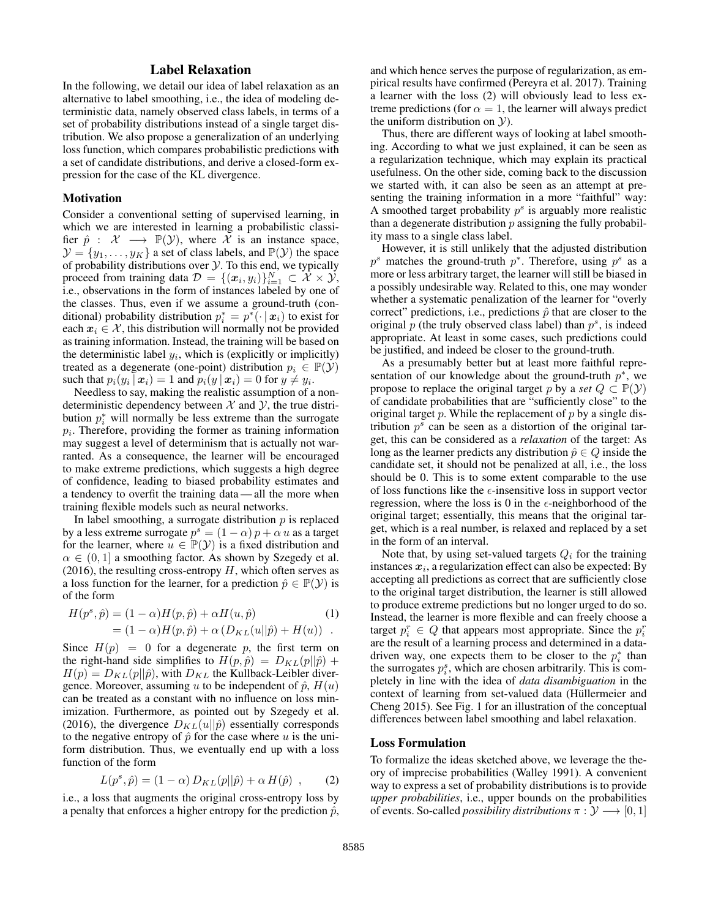## Label Relaxation

In the following, we detail our idea of label relaxation as an alternative to label smoothing, i.e., the idea of modeling deterministic data, namely observed class labels, in terms of a set of probability distributions instead of a single target distribution. We also propose a generalization of an underlying loss function, which compares probabilistic predictions with a set of candidate distributions, and derive a closed-form expression for the case of the KL divergence.

### Motivation

Consider a conventional setting of supervised learning, in which we are interested in learning a probabilistic classifier $\hat{p} : \mathcal{X} \longrightarrow \mathbb{P}(\mathcal{Y})$, where $\mathcal{X}$ is an instance space, $\mathcal{Y} = \{y_1, \ldots, y_K\}$ a set of class labels, and $\mathbb{P}(\mathcal{Y})$ the space of probability distributions over $\mathcal{Y}$. To this end, we typically proceed from training data $\mathcal{D} = \{(\boldsymbol{x}_i, y_i)\}_{i=1}^N \subset \mathcal{X} \times \mathcal{Y}$, i.e., observations in the form of instances labeled by one of the classes. Thus, even if we assume a ground-truth (conditional) probability distribution $p_i^* = p^*(\cdot \,|\, \boldsymbol{x}_i)$ to exist for each $\boldsymbol{x}_i \in \mathcal{X}$, this distribution will normally not be provided as training information. Instead, the training will be based on the deterministic label $y_i$, which is (explicitly or implicitly) treated as a degenerate (one-point) distribution $p_i \in \mathbb{P}(\mathcal{Y})$ such that $p_i(y_i \,|\, \boldsymbol{x}_i) = 1$ and $p_i(y \,|\, \boldsymbol{x}_i) = 0$ for $y \neq y_i$.

Needless to say, making the realistic assumption of a non-deterministic dependency between $\mathcal{X}$ and $\mathcal{Y}$, the true distribution $p_i^*$ will normally be less extreme than the surrogate $p_i$. Therefore, providing the former as training information may suggest a level of determinism that is actually not warranted. As a consequence, the learner will be encouraged to make extreme predictions, which suggests a high degree of confidence, leading to biased probability estimates and a tendency to overfit the training data — all the more when training flexible models such as neural networks.

In label smoothing, a surrogate distribution $p$ is replaced by a less extreme surrogate $p^s = (1 - \alpha)\, p + \alpha\, u$ as a target for the learner, where $u \in \mathbb{P}(\mathcal{Y})$ is a fixed distribution and $\alpha \in (0, 1]$ a smoothing factor. As shown by Szegedy et al. (2016), the resulting cross-entropy $H$, which often serves as a loss function for the learner, for a prediction $\hat{p} \in \mathbb{P}(\mathcal{Y})$ is of the form

$$
\begin{aligned}
H(p^s, \hat{p}) &= (1 - \alpha) H(p, \hat{p}) + \alpha H(u, \hat{p}) \qquad (1) \\
&= (1 - \alpha) H(p, \hat{p}) + \alpha \left( D_{KL}(u||\hat{p}) + H(u) \right) \ .
\end{aligned}
$$

Since $H(p) = 0$ for a degenerate $p$, the first term on the right-hand side simplifies to $H(p, \hat{p}) = D_{KL}(p||\hat{p}) + H(p) = D_{KL}(p||\hat{p})$, with $D_{KL}$ the Kullback-Leibler divergence. Moreover, assuming $u$ to be independent of $\hat{p}$, $H(u)$ can be treated as a constant with no influence on loss minimization. Furthermore, as pointed out by Szegedy et al. (2016), the divergence $D_{KL}(u||\hat{p})$ essentially corresponds to the negative entropy of $\hat{p}$ for the case where $u$ is the uniform distribution. Thus, we eventually end up with a loss function of the form

$$
L(p^s, \hat{p}) = (1 - \alpha)\, D_{KL}(p||\hat{p}) + \alpha\, H(\hat{p}) \ , \qquad (2)
$$

i.e., a loss that augments the original cross-entropy loss by a penalty that enforces a higher entropy for the prediction $\hat{p}$, and which hence serves the purpose of regularization, as empirical results have confirmed (Pereyra et al. 2017). Training a learner with the loss (2) will obviously lead to less extreme predictions (for $\alpha = 1$, the learner will always predict the uniform distribution on $\mathcal{Y}$).

Thus, there are different ways of looking at label smoothing. According to what we just explained, it can be seen as a regularization technique, which may explain its practical usefulness. On the other side, coming back to the discussion we started with, it can also be seen as an attempt at presenting the training information in a more "faithful" way: A smoothed target probability $p^s$ is arguably more realistic than a degenerate distribution $p$ assigning the fully probability mass to a single class label.

However, it is still unlikely that the adjusted distribution $p^s$ matches the ground-truth $p^*$. Therefore, using $p^s$ as a more or less arbitrary target, the learner will still be biased in a possibly undesirable way. Related to this, one may wonder whether a systematic penalization of the learner for "overly correct" predictions, i.e., predictions $\hat{p}$ that are closer to the original $p$ (the truly observed class label) than $p^s$, is indeed appropriate. At least in some cases, such predictions could be justified, and indeed be closer to the ground-truth.

As a presumably better but at least more faithful representation of our knowledge about the ground-truth $p^*$, we propose to replace the original target $p$ by a *set* $Q \subset \mathbb{P}(\mathcal{Y})$ of candidate probabilities that are "sufficiently close" to the original target $p$. While the replacement of $p$ by a single distribution $p^s$ can be seen as a distortion of the original target, this can be considered as a *relaxation* of the target: As long as the learner predicts any distribution $\hat{p} \in Q$ inside the candidate set, it should not be penalized at all, i.e., the loss should be 0. This is to some extent comparable to the use of loss functions like the $\epsilon$-insensitive loss in support vector regression, where the loss is 0 in the $\epsilon$-neighborhood of the original target; essentially, this means that the original target, which is a real number, is relaxed and replaced by a set in the form of an interval.

Note that, by using set-valued targets $Q_i$ for the training instances $\boldsymbol{x}_i$, a regularization effect can also be expected: By accepting all predictions as correct that are sufficiently close to the original target distribution, the learner is still allowed to produce extreme predictions but no longer urged to do so. Instead, the learner is more flexible and can freely choose a target $p_i^r \in Q$ that appears most appropriate. Since the $p_i^r$ are the result of a learning process and determined in a data-driven way, one expects them to be closer to the $p_i^*$ than the surrogates $p_i^s$, which are chosen arbitrarily. This is completely in line with the idea of *data disambiguation* in the context of learning from set-valued data (Hüllermeier and Cheng 2015). See Fig. 1 for an illustration of the conceptual differences between label smoothing and label relaxation.

### Loss Formulation

To formalize the ideas sketched above, we leverage the theory of imprecise probabilities (Walley 1991). A convenient way to express a set of probability distributions is to provide *upper probabilities*, i.e., upper bounds on the probabilities of events. So-called *possibility distributions* $\pi : \mathcal{Y} \longrightarrow [0, 1]$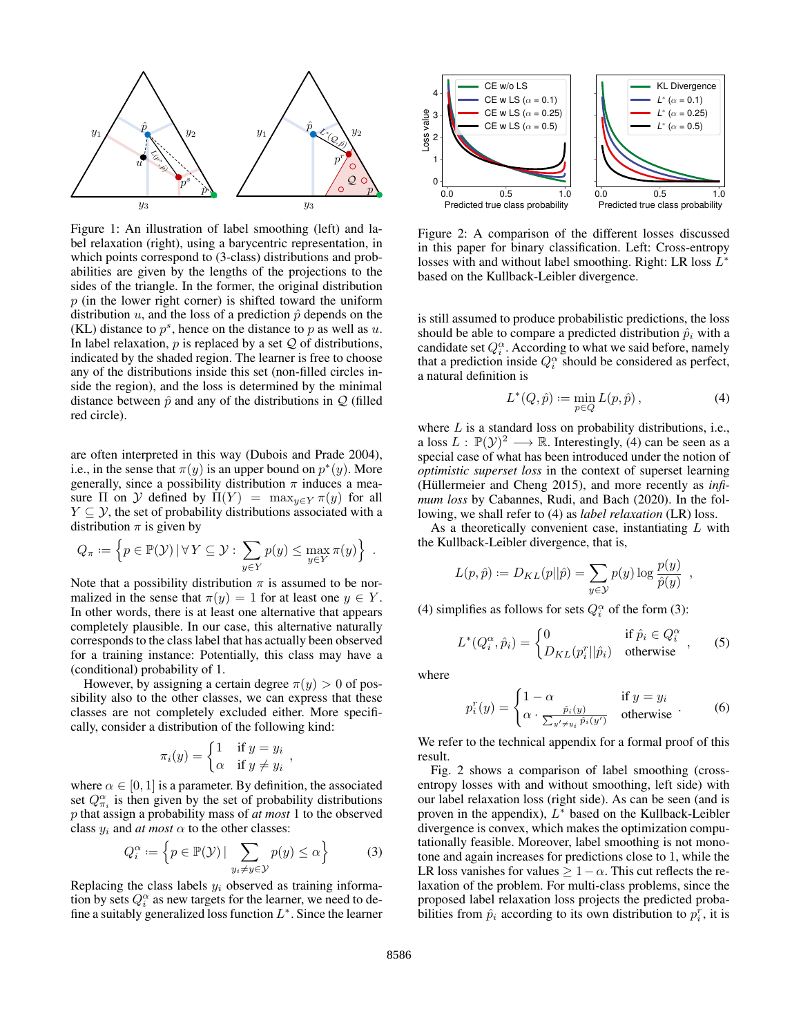Figure 1: An illustration of label smoothing (left) and label relaxation (right), using a barycentric representation, in which points correspond to (3-class) distributions and probabilities are given by the lengths of the projections to the sides of the triangle. In the former, the original distribution $p$ (in the lower right corner) is shifted toward the uniform distribution $u$, and the loss of a prediction $\hat{p}$ depends on the (KL) distance to $p^s$, hence on the distance to $p$ as well as $u$. In label relaxation, $p$ is replaced by a set $\mathcal{Q}$ of distributions, indicated by the shaded region. The learner is free to choose any of the distributions inside this set (non-filled circles inside the region), and the loss is determined by the minimal distance between $\hat{p}$ and any of the distributions in $\mathcal{Q}$ (filled red circle).

are often interpreted in this way (Dubois and Prade 2004), i.e., in the sense that $\pi(y)$ is an upper bound on $p^*(y)$. More generally, since a possibility distribution $\pi$ induces a measure $\Pi$ on $\mathcal{Y}$ defined by $\Pi(Y) = \max_{y \in Y} \pi(y)$ for all $Y \subseteq \mathcal{Y}$, the set of probability distributions associated with a distribution $\pi$ is given by

$$Q_\pi := \Big\{ p \in \mathbb{P}(\mathcal{Y}) \,|\, \forall\, Y \subseteq \mathcal{Y} : \sum_{y \in Y} p(y) \leq \max_{y \in Y} \pi(y) \Big\} \enspace .$$

Note that a possibility distribution $\pi$ is assumed to be normalized in the sense that $\pi(y) = 1$ for at least one $y \in Y$. In other words, there is at least one alternative that appears completely plausible. In our case, this alternative naturally corresponds to the class label that has actually been observed for a training instance: Potentially, this class may have a (conditional) probability of 1.

However, by assigning a certain degree $\pi(y) > 0$ of possibility also to the other classes, we can express that these classes are not completely excluded either. More specifically, consider a distribution of the following kind:

$$\pi_i(y) = \begin{cases} 1 & \text{if } y = y_i \\ \alpha & \text{if } y \neq y_i \end{cases} ,$$

where $\alpha \in [0, 1]$ is a parameter. By definition, the associated set $Q^\alpha_{\pi_i}$ is then given by the set of probability distributions $p$ that assign a probability mass of *at most* 1 to the observed class $y_i$ and *at most* $\alpha$ to the other classes:

$$Q^\alpha_i := \Big\{ p \in \mathbb{P}(\mathcal{Y}) \,|\, \sum_{y_i \neq y \in \mathcal{Y}} p(y) \leq \alpha \Big\} \tag{3}$$

Replacing the class labels $y_i$ observed as training information by sets $Q^\alpha_i$ as new targets for the learner, we need to define a suitably generalized loss function $L^*$. Since the learner is still assumed to produce probabilistic predictions, the loss should be able to compare a predicted distribution $\hat{p}_i$ with a candidate set $Q^\alpha_i$. According to what we said before, namely that a prediction inside $Q^\alpha_i$ should be considered as perfect, a natural definition is

$$L^*(Q, \hat{p}) := \min_{p \in Q} L(p, \hat{p}) \, , \tag{4}$$

where $L$ is a standard loss on probability distributions, i.e., a loss $L : \mathbb{P}(\mathcal{Y})^2 \longrightarrow \mathbb{R}$. Interestingly, (4) can be seen as a special case of what has been introduced under the notion of *optimistic superset loss* in the context of superset learning (Hüllermeier and Cheng 2015), and more recently as *infimum loss* by Cabannes, Rudi, and Bach (2020). In the following, we shall refer to (4) as *label relaxation* (LR) loss.

As a theoretically convenient case, instantiating $L$ with the Kullback-Leibler divergence, that is,

$$L(p, \hat{p}) := D_{KL}(p||\hat{p}) = \sum_{y \in \mathcal{Y}} p(y) \log \frac{p(y)}{\hat{p}(y)} \enspace ,$$

(4) simplifies as follows for sets $Q^\alpha_i$ of the form (3):

$$L^*(Q^\alpha_i, \hat{p}_i) = \begin{cases} 0 & \text{if } \hat{p}_i \in Q^\alpha_i \\ D_{KL}(p^r_i||\hat{p}_i) & \text{otherwise} \end{cases} , \tag{5}$$

where

$$p^r_i(y) = \begin{cases} 1 - \alpha & \text{if } y = y_i \\ \alpha \cdot \frac{\hat{p}_i(y)}{\sum_{y' \neq y_i} \hat{p}_i(y')} & \text{otherwise} \end{cases} . \tag{6}$$

We refer to the technical appendix for a formal proof of this result.

Fig. 2 shows a comparison of label smoothing (cross-entropy losses with and without smoothing, left side) with our label relaxation loss (right side). As can be seen (and is proven in the appendix), $L^*$ based on the Kullback-Leibler divergence is convex, which makes the optimization computationally feasible. Moreover, label smoothing is not monotone and again increases for predictions close to 1, while the LR loss vanishes for values $\geq 1 - \alpha$. This cut reflects the relaxation of the problem. For multi-class problems, since the proposed label relaxation loss projects the predicted probabilities from $\hat{p}_i$ according to its own distribution to $p^r_i$, it is

Figure 2: A comparison of the different losses discussed in this paper for binary classification. Left: Cross-entropy losses with and without label smoothing. Right: LR loss $L^*$ based on the Kullback-Leibler divergence.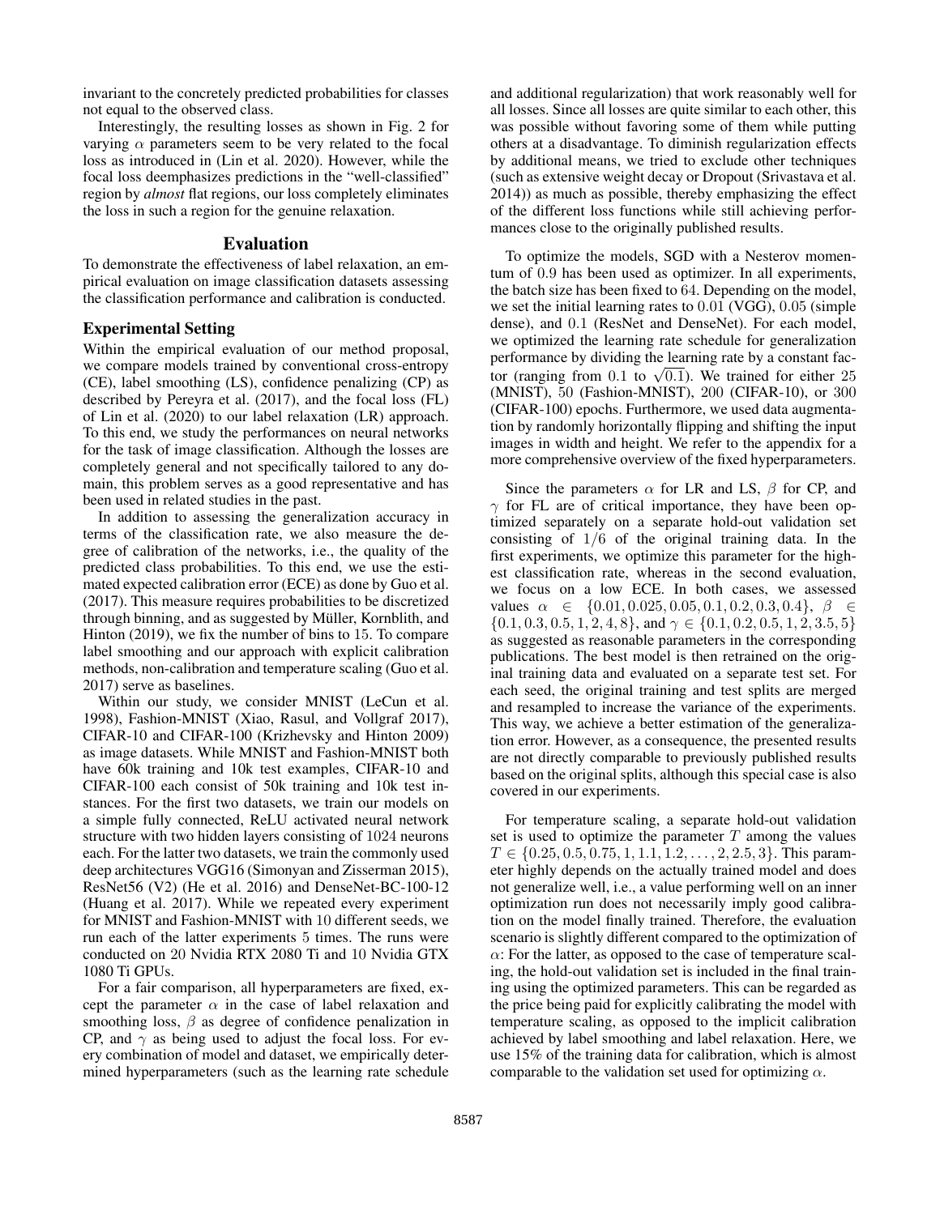invariant to the concretely predicted probabilities for classes not equal to the observed class.

Interestingly, the resulting losses as shown in Fig. 2 for varying $\alpha$ parameters seem to be very related to the focal loss as introduced in (Lin et al. 2020). However, while the focal loss deemphasizes predictions in the "well-classified" region by *almost* flat regions, our loss completely eliminates the loss in such a region for the genuine relaxation.

# Evaluation

To demonstrate the effectiveness of label relaxation, an empirical evaluation on image classification datasets assessing the classification performance and calibration is conducted.

## Experimental Setting

Within the empirical evaluation of our method proposal, we compare models trained by conventional cross-entropy (CE), label smoothing (LS), confidence penalizing (CP) as described by Pereyra et al. (2017), and the focal loss (FL) of Lin et al. (2020) to our label relaxation (LR) approach. To this end, we study the performances on neural networks for the task of image classification. Although the losses are completely general and not specifically tailored to any domain, this problem serves as a good representative and has been used in related studies in the past.

In addition to assessing the generalization accuracy in terms of the classification rate, we also measure the degree of calibration of the networks, i.e., the quality of the predicted class probabilities. To this end, we use the estimated expected calibration error (ECE) as done by Guo et al. (2017). This measure requires probabilities to be discretized through binning, and as suggested by Müller, Kornblith, and Hinton (2019), we fix the number of bins to 15. To compare label smoothing and our approach with explicit calibration methods, non-calibration and temperature scaling (Guo et al. 2017) serve as baselines.

Within our study, we consider MNIST (LeCun et al. 1998), Fashion-MNIST (Xiao, Rasul, and Vollgraf 2017), CIFAR-10 and CIFAR-100 (Krizhevsky and Hinton 2009) as image datasets. While MNIST and Fashion-MNIST both have 60k training and 10k test examples, CIFAR-10 and CIFAR-100 each consist of 50k training and 10k test instances. For the first two datasets, we train our models on a simple fully connected, ReLU activated neural network structure with two hidden layers consisting of 1024 neurons each. For the latter two datasets, we train the commonly used deep architectures VGG16 (Simonyan and Zisserman 2015), ResNet56 (V2) (He et al. 2016) and DenseNet-BC-100-12 (Huang et al. 2017). While we repeated every experiment for MNIST and Fashion-MNIST with 10 different seeds, we run each of the latter experiments 5 times. The runs were conducted on 20 Nvidia RTX 2080 Ti and 10 Nvidia GTX 1080 Ti GPUs.

For a fair comparison, all hyperparameters are fixed, except the parameter $\alpha$ in the case of label relaxation and smoothing loss, $\beta$ as degree of confidence penalization in CP, and $\gamma$ as being used to adjust the focal loss. For every combination of model and dataset, we empirically determined hyperparameters (such as the learning rate schedule and additional regularization) that work reasonably well for all losses. Since all losses are quite similar to each other, this was possible without favoring some of them while putting others at a disadvantage. To diminish regularization effects by additional means, we tried to exclude other techniques (such as extensive weight decay or Dropout (Srivastava et al. 2014)) as much as possible, thereby emphasizing the effect of the different loss functions while still achieving performances close to the originally published results.

To optimize the models, SGD with a Nesterov momentum of 0.9 has been used as optimizer. In all experiments, the batch size has been fixed to 64. Depending on the model, we set the initial learning rates to 0.01 (VGG), 0.05 (simple dense), and 0.1 (ResNet and DenseNet). For each model, we optimized the learning rate schedule for generalization performance by dividing the learning rate by a constant factor (ranging from 0.1 to $\sqrt{0.1}$). We trained for either 25 (MNIST), 50 (Fashion-MNIST), 200 (CIFAR-10), or 300 (CIFAR-100) epochs. Furthermore, we used data augmentation by randomly horizontally flipping and shifting the input images in width and height. We refer to the appendix for a more comprehensive overview of the fixed hyperparameters.

Since the parameters $\alpha$ for LR and LS, $\beta$ for CP, and $\gamma$ for FL are of critical importance, they have been optimized separately on a separate hold-out validation set consisting of $1/6$ of the original training data. In the first experiments, we optimize this parameter for the highest classification rate, whereas in the second evaluation, we focus on a low ECE. In both cases, we assessed values $\alpha \in \{0.01, 0.025, 0.05, 0.1, 0.2, 0.3, 0.4\}$, $\beta \in \{0.1, 0.3, 0.5, 1, 2, 4, 8\}$, and $\gamma \in \{0.1, 0.2, 0.5, 1, 2, 3.5, 5\}$ as suggested as reasonable parameters in the corresponding publications. The best model is then retrained on the original training data and evaluated on a separate test set. For each seed, the original training and test splits are merged and resampled to increase the variance of the experiments. This way, we achieve a better estimation of the generalization error. However, as a consequence, the presented results are not directly comparable to previously published results based on the original splits, although this special case is also covered in our experiments.

For temperature scaling, a separate hold-out validation set is used to optimize the parameter $T$ among the values $T \in \{0.25, 0.5, 0.75, 1, 1.1, 1.2, \dots, 2, 2.5, 3\}$. This parameter highly depends on the actually trained model and does not generalize well, i.e., a value performing well on an inner optimization run does not necessarily imply good calibration on the model finally trained. Therefore, the evaluation scenario is slightly different compared to the optimization of $\alpha$: For the latter, as opposed to the case of temperature scaling, the hold-out validation set is included in the final training using the optimized parameters. This can be regarded as the price being paid for explicitly calibrating the model with temperature scaling, as opposed to the implicit calibration achieved by label smoothing and label relaxation. Here, we use 15% of the training data for calibration, which is almost comparable to the validation set used for optimizing $\alpha$.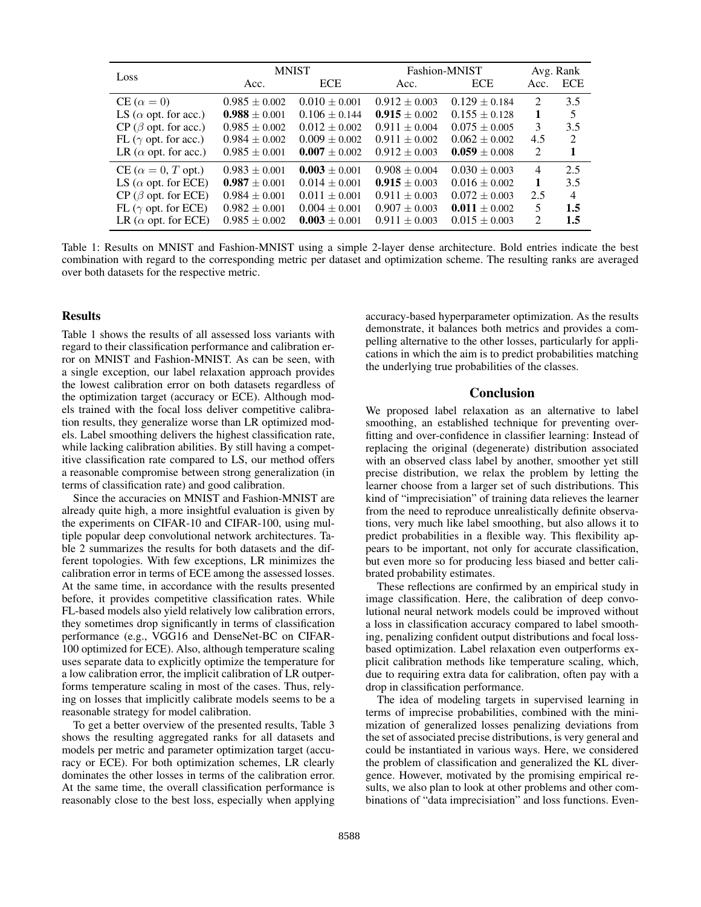| Loss | MNIST | | Fashion-MNIST | | Avg. Rank | |
|---|---|---|---|---|---|---|
| | Acc. | ECE | Acc. | ECE | Acc. | ECE |
| CE ($\alpha = 0$) | $0.985 \pm 0.002$ | $0.010 \pm 0.001$ | $0.912 \pm 0.003$ | $0.129 \pm 0.184$ | 2 | 3.5 |
| LS ($\alpha$ opt. for acc.) | $\mathbf{0.988} \pm 0.001$ | $0.106 \pm 0.144$ | $\mathbf{0.915} \pm 0.002$ | $0.155 \pm 0.128$ | **1** | 5 |
| CP ($\beta$ opt. for acc.) | $0.985 \pm 0.002$ | $0.012 \pm 0.002$ | $0.911 \pm 0.004$ | $0.075 \pm 0.005$ | 3 | 3.5 |
| FL ($\gamma$ opt. for acc.) | $0.984 \pm 0.002$ | $0.009 \pm 0.002$ | $0.911 \pm 0.002$ | $0.062 \pm 0.002$ | 4.5 | 2 |
| LR ($\alpha$ opt. for acc.) | $0.985 \pm 0.001$ | $\mathbf{0.007} \pm 0.002$ | $0.912 \pm 0.003$ | $\mathbf{0.059} \pm 0.008$ | 2 | **1** |
| CE ($\alpha = 0$, $T$ opt.) | $0.983 \pm 0.001$ | $\mathbf{0.003} \pm 0.001$ | $0.908 \pm 0.004$ | $0.030 \pm 0.003$ | 4 | 2.5 |
| LS ($\alpha$ opt. for ECE) | $\mathbf{0.987} \pm 0.001$ | $0.014 \pm 0.001$ | $\mathbf{0.915} \pm 0.003$ | $0.016 \pm 0.002$ | **1** | 3.5 |
| CP ($\beta$ opt. for ECE) | $0.984 \pm 0.001$ | $0.011 \pm 0.001$ | $0.911 \pm 0.003$ | $0.072 \pm 0.003$ | 2.5 | 4 |
| FL ($\gamma$ opt. for ECE) | $0.982 \pm 0.001$ | $0.004 \pm 0.001$ | $0.907 \pm 0.003$ | $\mathbf{0.011} \pm 0.002$ | 5 | **1.5** |
| LR ($\alpha$ opt. for ECE) | $0.985 \pm 0.002$ | $\mathbf{0.003} \pm 0.001$ | $0.911 \pm 0.003$ | $0.015 \pm 0.003$ | 2 | **1.5** |

Table 1: Results on MNIST and Fashion-MNIST using a simple 2-layer dense architecture. Bold entries indicate the best combination with regard to the corresponding metric per dataset and optimization scheme. The resulting ranks are averaged over both datasets for the respective metric.

## Results

Table 1 shows the results of all assessed loss variants with regard to their classification performance and calibration error on MNIST and Fashion-MNIST. As can be seen, with a single exception, our label relaxation approach provides the lowest calibration error on both datasets regardless of the optimization target (accuracy or ECE). Although models trained with the focal loss deliver competitive calibration results, they generalize worse than LR optimized models. Label smoothing delivers the highest classification rate, while lacking calibration abilities. By still having a competitive classification rate compared to LS, our method offers a reasonable compromise between strong generalization (in terms of classification rate) and good calibration.

Since the accuracies on MNIST and Fashion-MNIST are already quite high, a more insightful evaluation is given by the experiments on CIFAR-10 and CIFAR-100, using multiple popular deep convolutional network architectures. Table 2 summarizes the results for both datasets and the different topologies. With few exceptions, LR minimizes the calibration error in terms of ECE among the assessed losses. At the same time, in accordance with the results presented before, it provides competitive classification rates. While FL-based models also yield relatively low calibration errors, they sometimes drop significantly in terms of classification performance (e.g., VGG16 and DenseNet-BC on CIFAR-100 optimized for ECE). Also, although temperature scaling uses separate data to explicitly optimize the temperature for a low calibration error, the implicit calibration of LR outperforms temperature scaling in most of the cases. Thus, relying on losses that implicitly calibrate models seems to be a reasonable strategy for model calibration.

To get a better overview of the presented results, Table 3 shows the resulting aggregated ranks for all datasets and models per metric and parameter optimization target (accuracy or ECE). For both optimization schemes, LR clearly dominates the other losses in terms of the calibration error. At the same time, the overall classification performance is reasonably close to the best loss, especially when applying accuracy-based hyperparameter optimization. As the results demonstrate, it balances both metrics and provides a compelling alternative to the other losses, particularly for applications in which the aim is to predict probabilities matching the underlying true probabilities of the classes.

## Conclusion

We proposed label relaxation as an alternative to label smoothing, an established technique for preventing overfitting and over-confidence in classifier learning: Instead of replacing the original (degenerate) distribution associated with an observed class label by another, smoother yet still precise distribution, we relax the problem by letting the learner choose from a larger set of such distributions. This kind of "imprecisiation" of training data relieves the learner from the need to reproduce unrealistically definite observations, very much like label smoothing, but also allows it to predict probabilities in a flexible way. This flexibility appears to be important, not only for accurate classification, but even more so for producing less biased and better calibrated probability estimates.

These reflections are confirmed by an empirical study in image classification. Here, the calibration of deep convolutional neural network models could be improved without a loss in classification accuracy compared to label smoothing, penalizing confident output distributions and focal loss-based optimization. Label relaxation even outperforms explicit calibration methods like temperature scaling, which, due to requiring extra data for calibration, often pay with a drop in classification performance.

The idea of modeling targets in supervised learning in terms of imprecise probabilities, combined with the minimization of generalized losses penalizing deviations from the set of associated precise distributions, is very general and could be instantiated in various ways. Here, we considered the problem of classification and generalized the KL divergence. However, motivated by the promising empirical results, we also plan to look at other problems and other combinations of "data imprecisiation" and loss functions. Even-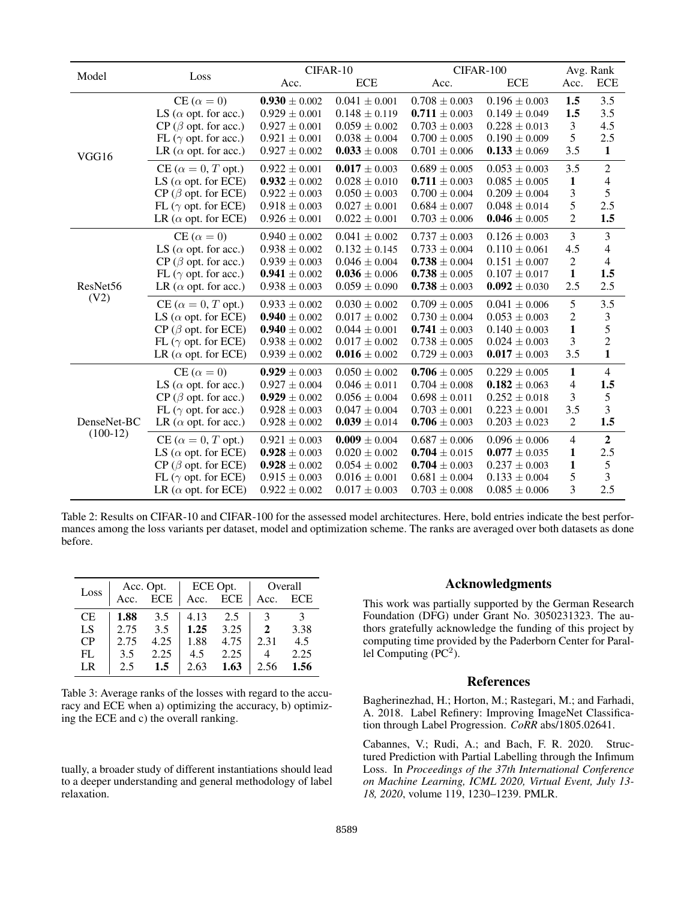| Model | Loss | CIFAR-10 | | CIFAR-100 | | Avg. Rank | |
|---|---|---|---|---|---|---|---|
| | | Acc. | ECE | Acc. | ECE | Acc. | ECE |
| VGG16 | CE ($\alpha = 0$) | **0.930** $\pm$ 0.002 | 0.041 $\pm$ 0.001 | 0.708 $\pm$ 0.003 | 0.196 $\pm$ 0.003 | **1.5** | 3.5 |
| | LS ($\alpha$ opt. for acc.) | 0.929 $\pm$ 0.001 | 0.148 $\pm$ 0.119 | **0.711** $\pm$ 0.003 | 0.149 $\pm$ 0.049 | **1.5** | 3.5 |
| | CP ($\beta$ opt. for acc.) | 0.927 $\pm$ 0.001 | 0.059 $\pm$ 0.002 | 0.703 $\pm$ 0.003 | 0.228 $\pm$ 0.013 | 3 | 4.5 |
| | FL ($\gamma$ opt. for acc.) | 0.921 $\pm$ 0.001 | 0.038 $\pm$ 0.004 | 0.700 $\pm$ 0.005 | 0.190 $\pm$ 0.009 | 5 | 2.5 |
| | LR ($\alpha$ opt. for acc.) | 0.927 $\pm$ 0.002 | **0.033** $\pm$ 0.008 | 0.701 $\pm$ 0.006 | **0.133** $\pm$ 0.069 | 3.5 | **1** |
| | CE ($\alpha = 0$, $T$ opt.) | 0.922 $\pm$ 0.001 | **0.017** $\pm$ 0.003 | 0.689 $\pm$ 0.005 | 0.053 $\pm$ 0.003 | 3.5 | 2 |
| | LS ($\alpha$ opt. for ECE) | **0.932** $\pm$ 0.002 | 0.028 $\pm$ 0.010 | **0.711** $\pm$ 0.003 | 0.085 $\pm$ 0.005 | **1** | 4 |
| | CP ($\beta$ opt. for ECE) | 0.922 $\pm$ 0.003 | 0.050 $\pm$ 0.003 | 0.700 $\pm$ 0.004 | 0.209 $\pm$ 0.004 | 3 | 5 |
| | FL ($\gamma$ opt. for ECE) | 0.918 $\pm$ 0.003 | 0.027 $\pm$ 0.001 | 0.684 $\pm$ 0.007 | 0.048 $\pm$ 0.014 | 5 | 2.5 |
| | LR ($\alpha$ opt. for ECE) | 0.926 $\pm$ 0.001 | 0.022 $\pm$ 0.001 | 0.703 $\pm$ 0.006 | **0.046** $\pm$ 0.005 | 2 | **1.5** |
| ResNet56 (V2) | CE ($\alpha = 0$) | 0.940 $\pm$ 0.002 | 0.041 $\pm$ 0.002 | 0.737 $\pm$ 0.003 | 0.126 $\pm$ 0.003 | 3 | 3 |
| | LS ($\alpha$ opt. for acc.) | 0.938 $\pm$ 0.002 | 0.132 $\pm$ 0.145 | 0.733 $\pm$ 0.004 | 0.110 $\pm$ 0.061 | 4.5 | 4 |
| | CP ($\beta$ opt. for acc.) | 0.939 $\pm$ 0.003 | 0.046 $\pm$ 0.004 | **0.738** $\pm$ 0.004 | 0.151 $\pm$ 0.007 | 2 | 4 |
| | FL ($\gamma$ opt. for acc.) | **0.941** $\pm$ 0.002 | **0.036** $\pm$ 0.006 | **0.738** $\pm$ 0.005 | 0.107 $\pm$ 0.017 | **1** | **1.5** |
| | LR ($\alpha$ opt. for acc.) | 0.938 $\pm$ 0.003 | 0.059 $\pm$ 0.090 | **0.738** $\pm$ 0.003 | **0.092** $\pm$ 0.030 | 2.5 | 2.5 |
| | CE ($\alpha = 0$, $T$ opt.) | 0.933 $\pm$ 0.002 | 0.030 $\pm$ 0.002 | 0.709 $\pm$ 0.005 | 0.041 $\pm$ 0.006 | 5 | 3.5 |
| | LS ($\alpha$ opt. for ECE) | **0.940** $\pm$ 0.002 | 0.017 $\pm$ 0.002 | 0.730 $\pm$ 0.004 | 0.053 $\pm$ 0.003 | 2 | 3 |
| | CP ($\beta$ opt. for ECE) | **0.940** $\pm$ 0.002 | 0.044 $\pm$ 0.001 | **0.741** $\pm$ 0.003 | 0.140 $\pm$ 0.003 | **1** | 5 |
| | FL ($\gamma$ opt. for ECE) | 0.938 $\pm$ 0.002 | 0.017 $\pm$ 0.002 | 0.738 $\pm$ 0.005 | 0.024 $\pm$ 0.003 | 3 | 2 |
| | LR ($\alpha$ opt. for ECE) | 0.939 $\pm$ 0.002 | **0.016** $\pm$ 0.002 | 0.729 $\pm$ 0.003 | **0.017** $\pm$ 0.003 | 3.5 | **1** |
| DenseNet-BC (100-12) | CE ($\alpha = 0$) | **0.929** $\pm$ 0.003 | 0.050 $\pm$ 0.002 | **0.706** $\pm$ 0.005 | 0.229 $\pm$ 0.005 | **1** | 4 |
| | LS ($\alpha$ opt. for acc.) | 0.927 $\pm$ 0.004 | 0.046 $\pm$ 0.011 | 0.704 $\pm$ 0.008 | **0.182** $\pm$ 0.063 | 4 | **1.5** |
| | CP ($\beta$ opt. for acc.) | **0.929** $\pm$ 0.002 | 0.056 $\pm$ 0.004 | 0.698 $\pm$ 0.011 | 0.252 $\pm$ 0.018 | 3 | 5 |
| | FL ($\gamma$ opt. for acc.) | 0.928 $\pm$ 0.003 | 0.047 $\pm$ 0.004 | 0.703 $\pm$ 0.001 | 0.223 $\pm$ 0.001 | 3.5 | 3 |
| | LR ($\alpha$ opt. for acc.) | 0.928 $\pm$ 0.002 | **0.039** $\pm$ 0.014 | **0.706** $\pm$ 0.003 | 0.203 $\pm$ 0.023 | 2 | **1.5** |
| | CE ($\alpha = 0$, $T$ opt.) | 0.921 $\pm$ 0.003 | **0.009** $\pm$ 0.004 | 0.687 $\pm$ 0.006 | 0.096 $\pm$ 0.006 | 4 | **2** |
| | LS ($\alpha$ opt. for ECE) | **0.928** $\pm$ 0.003 | 0.020 $\pm$ 0.002 | **0.704** $\pm$ 0.015 | **0.077** $\pm$ 0.035 | **1** | 2.5 |
| | CP ($\beta$ opt. for ECE) | **0.928** $\pm$ 0.002 | 0.054 $\pm$ 0.002 | **0.704** $\pm$ 0.003 | 0.237 $\pm$ 0.003 | **1** | 5 |
| | FL ($\gamma$ opt. for ECE) | 0.915 $\pm$ 0.003 | 0.016 $\pm$ 0.001 | 0.681 $\pm$ 0.004 | 0.133 $\pm$ 0.004 | 5 | 3 |
| | LR ($\alpha$ opt. for ECE) | 0.922 $\pm$ 0.002 | 0.017 $\pm$ 0.003 | 0.703 $\pm$ 0.008 | 0.085 $\pm$ 0.006 | 3 | 2.5 |

Table 2: Results on CIFAR-10 and CIFAR-100 for the assessed model architectures. Here, bold entries indicate the best performances among the loss variants per dataset, model and optimization scheme. The ranks are averaged over both datasets as done before.

| Loss | Acc. Opt. | | ECE Opt. | | Overall | |
|---|---|---|---|---|---|---|
| | Acc. | ECE | Acc. | ECE | Acc. | ECE |
| CE | **1.88** | 3.5 | 4.13 | 2.5 | 3 | 3 |
| LS | 2.75 | 3.5 | **1.25** | 3.25 | **2** | 3.38 |
| CP | 2.75 | 4.25 | 1.88 | 4.75 | 2.31 | 4.5 |
| FL | 3.5 | 2.25 | 4.5 | 2.25 | 4 | 2.25 |
| LR | 2.5 | **1.5** | 2.63 | **1.63** | 2.56 | **1.56** |

Table 3: Average ranks of the losses with regard to the accuracy and ECE when a) optimizing the accuracy, b) optimizing the ECE and c) the overall ranking.

tually, a broader study of different instantiations should lead to a deeper understanding and general methodology of label relaxation.

## Acknowledgments

This work was partially supported by the German Research Foundation (DFG) under Grant No. 3050231323. The authors gratefully acknowledge the funding of this project by computing time provided by the Paderborn Center for Parallel Computing ($PC^2$).

## References

Bagherinezhad, H.; Horton, M.; Rastegari, M.; and Farhadi, A. 2018. Label Refinery: Improving ImageNet Classification through Label Progression. *CoRR* abs/1805.02641.

Cabannes, V.; Rudi, A.; and Bach, F. R. 2020. Structured Prediction with Partial Labelling through the Infimum Loss. In *Proceedings of the 37th International Conference on Machine Learning, ICML 2020, Virtual Event, July 13-18, 2020*, volume 119, 1230–1239. PMLR.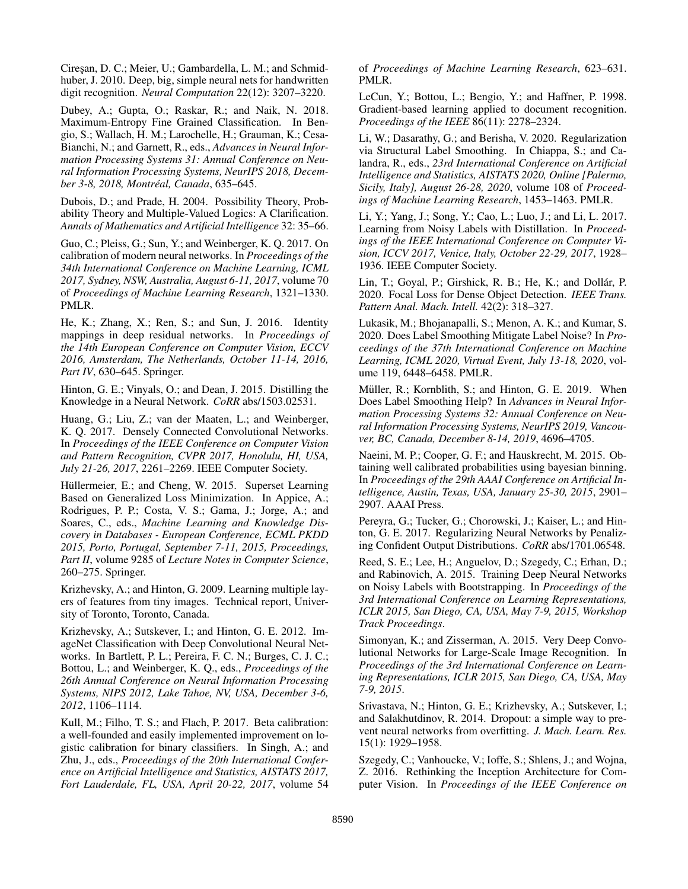Cireşan, D. C.; Meier, U.; Gambardella, L. M.; and Schmidhuber, J. 2010. Deep, big, simple neural nets for handwritten digit recognition. *Neural Computation* 22(12): 3207–3220.

Dubey, A.; Gupta, O.; Raskar, R.; and Naik, N. 2018. Maximum-Entropy Fine Grained Classification. In Bengio, S.; Wallach, H. M.; Larochelle, H.; Grauman, K.; Cesa-Bianchi, N.; and Garnett, R., eds., *Advances in Neural Information Processing Systems 31: Annual Conference on Neural Information Processing Systems, NeurIPS 2018, December 3-8, 2018, Montréal, Canada*, 635–645.

Dubois, D.; and Prade, H. 2004. Possibility Theory, Probability Theory and Multiple-Valued Logics: A Clarification. *Annals of Mathematics and Artificial Intelligence* 32: 35–66.

Guo, C.; Pleiss, G.; Sun, Y.; and Weinberger, K. Q. 2017. On calibration of modern neural networks. In *Proceedings of the 34th International Conference on Machine Learning, ICML 2017, Sydney, NSW, Australia, August 6-11, 2017*, volume 70 of *Proceedings of Machine Learning Research*, 1321–1330. PMLR.

He, K.; Zhang, X.; Ren, S.; and Sun, J. 2016. Identity mappings in deep residual networks. In *Proceedings of the 14th European Conference on Computer Vision, ECCV 2016, Amsterdam, The Netherlands, October 11-14, 2016, Part IV*, 630–645. Springer.

Hinton, G. E.; Vinyals, O.; and Dean, J. 2015. Distilling the Knowledge in a Neural Network. *CoRR* abs/1503.02531.

Huang, G.; Liu, Z.; van der Maaten, L.; and Weinberger, K. Q. 2017. Densely Connected Convolutional Networks. In *Proceedings of the IEEE Conference on Computer Vision and Pattern Recognition, CVPR 2017, Honolulu, HI, USA, July 21-26, 2017*, 2261–2269. IEEE Computer Society.

Hüllermeier, E.; and Cheng, W. 2015. Superset Learning Based on Generalized Loss Minimization. In Appice, A.; Rodrigues, P. P.; Costa, V. S.; Gama, J.; Jorge, A.; and Soares, C., eds., *Machine Learning and Knowledge Discovery in Databases - European Conference, ECML PKDD 2015, Porto, Portugal, September 7-11, 2015, Proceedings, Part II*, volume 9285 of *Lecture Notes in Computer Science*, 260–275. Springer.

Krizhevsky, A.; and Hinton, G. 2009. Learning multiple layers of features from tiny images. Technical report, University of Toronto, Toronto, Canada.

Krizhevsky, A.; Sutskever, I.; and Hinton, G. E. 2012. ImageNet Classification with Deep Convolutional Neural Networks. In Bartlett, P. L.; Pereira, F. C. N.; Burges, C. J. C.; Bottou, L.; and Weinberger, K. Q., eds., *Proceedings of the 26th Annual Conference on Neural Information Processing Systems, NIPS 2012, Lake Tahoe, NV, USA, December 3-6, 2012*, 1106–1114.

Kull, M.; Filho, T. S.; and Flach, P. 2017. Beta calibration: a well-founded and easily implemented improvement on logistic calibration for binary classifiers. In Singh, A.; and Zhu, J., eds., *Proceedings of the 20th International Conference on Artificial Intelligence and Statistics, AISTATS 2017, Fort Lauderdale, FL, USA, April 20-22, 2017*, volume 54 of *Proceedings of Machine Learning Research*, 623–631. PMLR.

LeCun, Y.; Bottou, L.; Bengio, Y.; and Haffner, P. 1998. Gradient-based learning applied to document recognition. *Proceedings of the IEEE* 86(11): 2278–2324.

Li, W.; Dasarathy, G.; and Berisha, V. 2020. Regularization via Structural Label Smoothing. In Chiappa, S.; and Calandra, R., eds., *23rd International Conference on Artificial Intelligence and Statistics, AISTATS 2020, Online [Palermo, Sicily, Italy], August 26-28, 2020*, volume 108 of *Proceedings of Machine Learning Research*, 1453–1463. PMLR.

Li, Y.; Yang, J.; Song, Y.; Cao, L.; Luo, J.; and Li, L. 2017. Learning from Noisy Labels with Distillation. In *Proceedings of the IEEE International Conference on Computer Vision, ICCV 2017, Venice, Italy, October 22-29, 2017*, 1928–1936. IEEE Computer Society.

Lin, T.; Goyal, P.; Girshick, R. B.; He, K.; and Dollár, P. 2020. Focal Loss for Dense Object Detection. *IEEE Trans. Pattern Anal. Mach. Intell.* 42(2): 318–327.

Lukasik, M.; Bhojanapalli, S.; Menon, A. K.; and Kumar, S. 2020. Does Label Smoothing Mitigate Label Noise? In *Proceedings of the 37th International Conference on Machine Learning, ICML 2020, Virtual Event, July 13-18, 2020*, volume 119, 6448–6458. PMLR.

Müller, R.; Kornblith, S.; and Hinton, G. E. 2019. When Does Label Smoothing Help? In *Advances in Neural Information Processing Systems 32: Annual Conference on Neural Information Processing Systems, NeurIPS 2019, Vancouver, BC, Canada, December 8-14, 2019*, 4696–4705.

Naeini, M. P.; Cooper, G. F.; and Hauskrecht, M. 2015. Obtaining well calibrated probabilities using bayesian binning. In *Proceedings of the 29th AAAI Conference on Artificial Intelligence, Austin, Texas, USA, January 25-30, 2015*, 2901–2907. AAAI Press.

Pereyra, G.; Tucker, G.; Chorowski, J.; Kaiser, L.; and Hinton, G. E. 2017. Regularizing Neural Networks by Penalizing Confident Output Distributions. *CoRR* abs/1701.06548.

Reed, S. E.; Lee, H.; Anguelov, D.; Szegedy, C.; Erhan, D.; and Rabinovich, A. 2015. Training Deep Neural Networks on Noisy Labels with Bootstrapping. In *Proceedings of the 3rd International Conference on Learning Representations, ICLR 2015, San Diego, CA, USA, May 7-9, 2015, Workshop Track Proceedings*.

Simonyan, K.; and Zisserman, A. 2015. Very Deep Convolutional Networks for Large-Scale Image Recognition. In *Proceedings of the 3rd International Conference on Learning Representations, ICLR 2015, San Diego, CA, USA, May 7-9, 2015*.

Srivastava, N.; Hinton, G. E.; Krizhevsky, A.; Sutskever, I.; and Salakhutdinov, R. 2014. Dropout: a simple way to prevent neural networks from overfitting. *J. Mach. Learn. Res.* 15(1): 1929–1958.

Szegedy, C.; Vanhoucke, V.; Ioffe, S.; Shlens, J.; and Wojna, Z. 2016. Rethinking the Inception Architecture for Computer Vision. In *Proceedings of the IEEE Conference on*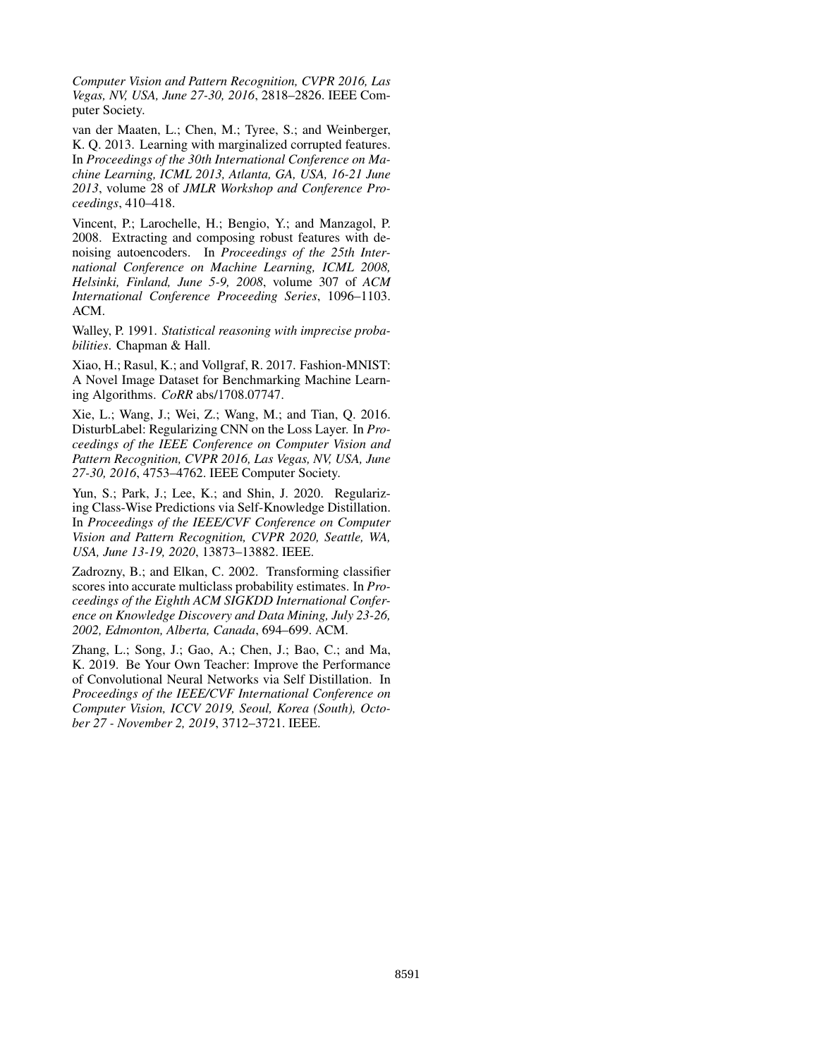*Computer Vision and Pattern Recognition, CVPR 2016, Las Vegas, NV, USA, June 27-30, 2016*, 2818–2826. IEEE Computer Society.

van der Maaten, L.; Chen, M.; Tyree, S.; and Weinberger, K. Q. 2013. Learning with marginalized corrupted features. In *Proceedings of the 30th International Conference on Machine Learning, ICML 2013, Atlanta, GA, USA, 16-21 June 2013*, volume 28 of *JMLR Workshop and Conference Proceedings*, 410–418.

Vincent, P.; Larochelle, H.; Bengio, Y.; and Manzagol, P. 2008. Extracting and composing robust features with denoising autoencoders. In *Proceedings of the 25th International Conference on Machine Learning, ICML 2008, Helsinki, Finland, June 5-9, 2008*, volume 307 of *ACM International Conference Proceeding Series*, 1096–1103. ACM.

Walley, P. 1991. *Statistical reasoning with imprecise probabilities*. Chapman & Hall.

Xiao, H.; Rasul, K.; and Vollgraf, R. 2017. Fashion-MNIST: A Novel Image Dataset for Benchmarking Machine Learning Algorithms. *CoRR* abs/1708.07747.

Xie, L.; Wang, J.; Wei, Z.; Wang, M.; and Tian, Q. 2016. DisturbLabel: Regularizing CNN on the Loss Layer. In *Proceedings of the IEEE Conference on Computer Vision and Pattern Recognition, CVPR 2016, Las Vegas, NV, USA, June 27-30, 2016*, 4753–4762. IEEE Computer Society.

Yun, S.; Park, J.; Lee, K.; and Shin, J. 2020. Regularizing Class-Wise Predictions via Self-Knowledge Distillation. In *Proceedings of the IEEE/CVF Conference on Computer Vision and Pattern Recognition, CVPR 2020, Seattle, WA, USA, June 13-19, 2020*, 13873–13882. IEEE.

Zadrozny, B.; and Elkan, C. 2002. Transforming classifier scores into accurate multiclass probability estimates. In *Proceedings of the Eighth ACM SIGKDD International Conference on Knowledge Discovery and Data Mining, July 23-26, 2002, Edmonton, Alberta, Canada*, 694–699. ACM.

Zhang, L.; Song, J.; Gao, A.; Chen, J.; Bao, C.; and Ma, K. 2019. Be Your Own Teacher: Improve the Performance of Convolutional Neural Networks via Self Distillation. In *Proceedings of the IEEE/CVF International Conference on Computer Vision, ICCV 2019, Seoul, Korea (South), October 27 - November 2, 2019*, 3712–3721. IEEE.